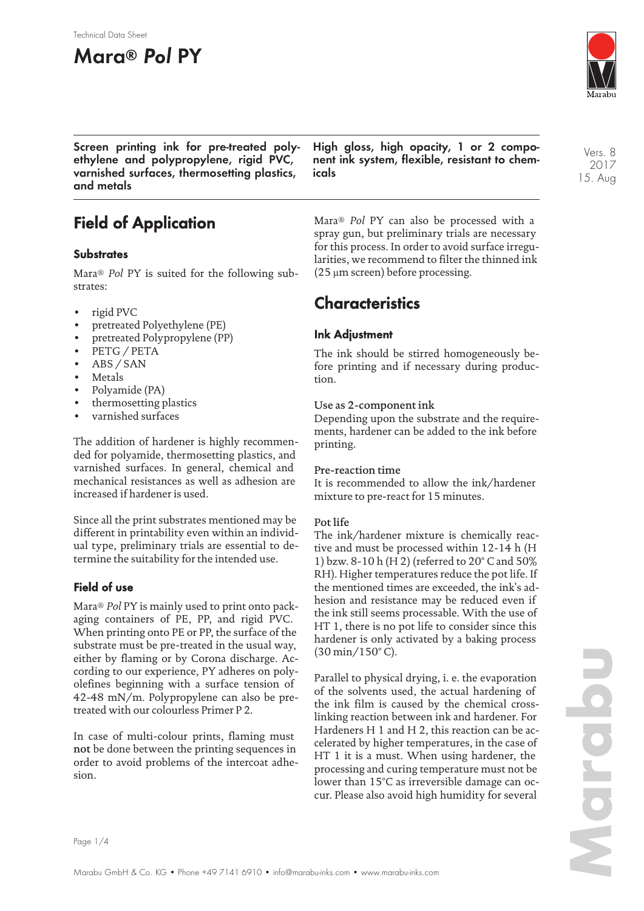Technical Data Sheet

# Mara® *Pol* PY

**Screen printing ink for pre-treated polyethylene and polypropylene, rigid PVC, varnished surfaces, thermosetting plastics, and metals**

**High gloss, high opacity, 1 or 2 component ink system, flexible, resistant to chemicals**

Vers. 8
2017
15. Aug

## Field of Application

### Substrates

Mara® *Pol* PY is suited for the following substrates:

- rigid PVC
- pretreated Polyethylene (PE)
- pretreated Polypropylene (PP)
- PETG / PETA
- ABS / SAN
- Metals
- Polyamide (PA)
- thermosetting plastics
- varnished surfaces

The addition of hardener is highly recommended for polyamide, thermosetting plastics, and varnished surfaces. In general, chemical and mechanical resistances as well as adhesion are increased if hardener is used.

Since all the print substrates mentioned may be different in printability even within an individual type, preliminary trials are essential to determine the suitability for the intended use.

### Field of use

Mara® *Pol* PY is mainly used to print onto packaging containers of PE, PP, and rigid PVC. When printing onto PE or PP, the surface of the substrate must be pre-treated in the usual way, either by flaming or by Corona discharge. According to our experience, PY adheres on polyolefines beginning with a surface tension of 42-48 mN/m. Polypropylene can also be pretreated with our colourless Primer P 2.

In case of multi-colour prints, flaming must **not** be done between the printing sequences in order to avoid problems of the intercoat adhesion.

Mara® *Pol* PY can also be processed with a spray gun, but preliminary trials are necessary for this process. In order to avoid surface irregularities, we recommend to filter the thinned ink (25 µm screen) before processing.

## Characteristics

### Ink Adjustment

The ink should be stirred homogeneously before printing and if necessary during production.

**Use as 2-component ink**
Depending upon the substrate and the requirements, hardener can be added to the ink before printing.

**Pre-reaction time**
It is recommended to allow the ink/hardener mixture to pre-react for 15 minutes.

**Pot life**
The ink/hardener mixture is chemically reactive and must be processed within 12-14 h (H 1) bzw. 8-10 h (H 2) (referred to 20° C and 50% RH). Higher temperatures reduce the pot life. If the mentioned times are exceeded, the ink's adhesion and resistance may be reduced even if the ink still seems processable. With the use of HT 1, there is no pot life to consider since this hardener is only activated by a baking process (30 min/150° C).

Parallel to physical drying, i. e. the evaporation of the solvents used, the actual hardening of the ink film is caused by the chemical crosslinking reaction between ink and hardener. For Hardeners H 1 and H 2, this reaction can be accelerated by higher temperatures, in the case of HT 1 it is a must. When using hardener, the processing and curing temperature must not be lower than 15°C as irreversible damage can occur. Please also avoid high humidity for several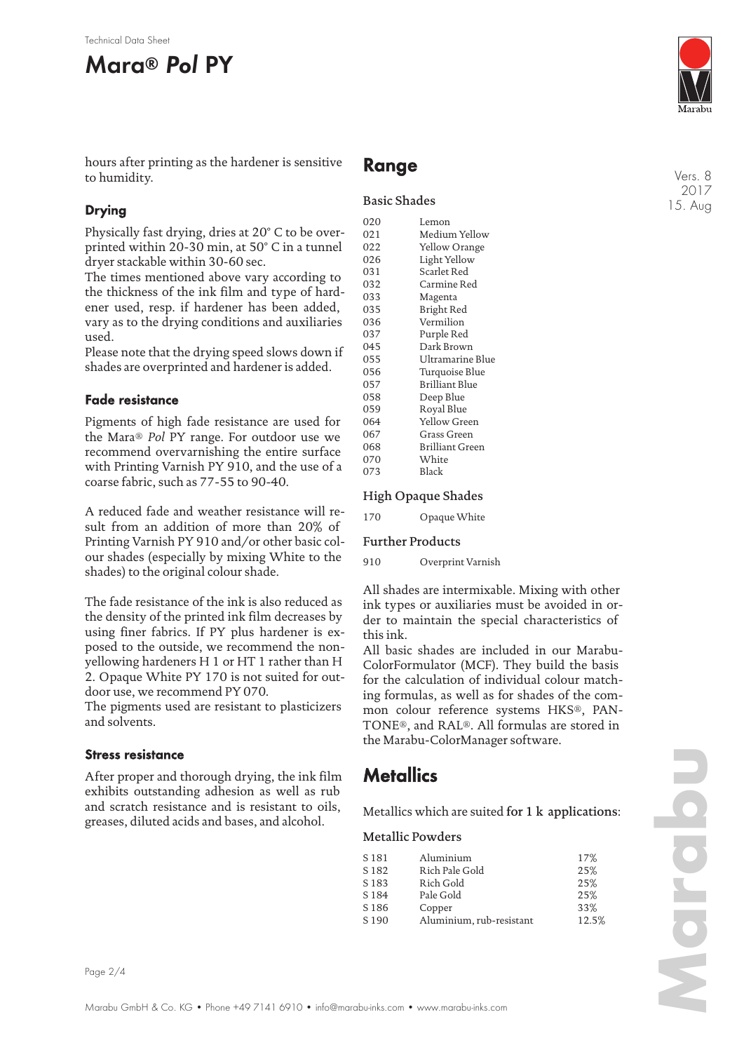hours after printing as the hardener is sensitive to humidity.

### Drying

Physically fast drying, dries at 20° C to be overprinted within 20-30 min, at 50° C in a tunnel dryer stackable within 30-60 sec.
The times mentioned above vary according to the thickness of the ink film and type of hardener used, resp. if hardener has been added, vary as to the drying conditions and auxiliaries used.
Please note that the drying speed slows down if shades are overprinted and hardener is added.

### Fade resistance

Pigments of high fade resistance are used for the Mara® *Pol* PY range. For outdoor use we recommend overvarnishing the entire surface with Printing Varnish PY 910, and the use of a coarse fabric, such as 77-55 to 90-40.

A reduced fade and weather resistance will result from an addition of more than 20% of Printing Varnish PY 910 and/or other basic colour shades (especially by mixing White to the shades) to the original colour shade.

The fade resistance of the ink is also reduced as the density of the printed ink film decreases by using finer fabrics. If PY plus hardener is exposed to the outside, we recommend the non-yellowing hardeners H 1 or HT 1 rather than H 2. Opaque White PY 170 is not suited for outdoor use, we recommend PY 070.
The pigments used are resistant to plasticizers and solvents.

### Stress resistance

After proper and thorough drying, the ink film exhibits outstanding adhesion as well as rub and scratch resistance and is resistant to oils, greases, diluted acids and bases, and alcohol.

## Range

### Basic Shades

| | |
|---|---|
| 020 | Lemon |
| 021 | Medium Yellow |
| 022 | Yellow Orange |
| 026 | Light Yellow |
| 031 | Scarlet Red |
| 032 | Carmine Red |
| 033 | Magenta |
| 035 | Bright Red |
| 036 | Vermilion |
| 037 | Purple Red |
| 045 | Dark Brown |
| 055 | Ultramarine Blue |
| 056 | Turquoise Blue |
| 057 | Brilliant Blue |
| 058 | Deep Blue |
| 059 | Royal Blue |
| 064 | Yellow Green |
| 067 | Grass Green |
| 068 | Brilliant Green |
| 070 | White |
| 073 | Black |

### High Opaque Shades

| | |
|---|---|
| 170 | Opaque White |

### Further Products

| | |
|---|---|
| 910 | Overprint Varnish |

All shades are intermixable. Mixing with other ink types or auxiliaries must be avoided in order to maintain the special characteristics of this ink.
All basic shades are included in our Marabu-ColorFormulator (MCF). They build the basis for the calculation of individual colour matching formulas, as well as for shades of the common colour reference systems HKS®, PANTONE®, and RAL®. All formulas are stored in the Marabu-ColorManager software.

## Metallics

Metallics which are suited **for 1 k applications**:

### Metallic Powders

| | | |
|---|---|---|
| S 181 | Aluminium | 17% |
| S 182 | Rich Pale Gold | 25% |
| S 183 | Rich Gold | 25% |
| S 184 | Pale Gold | 25% |
| S 186 | Copper | 33% |
| S 190 | Aluminium, rub-resistant | 12.5% |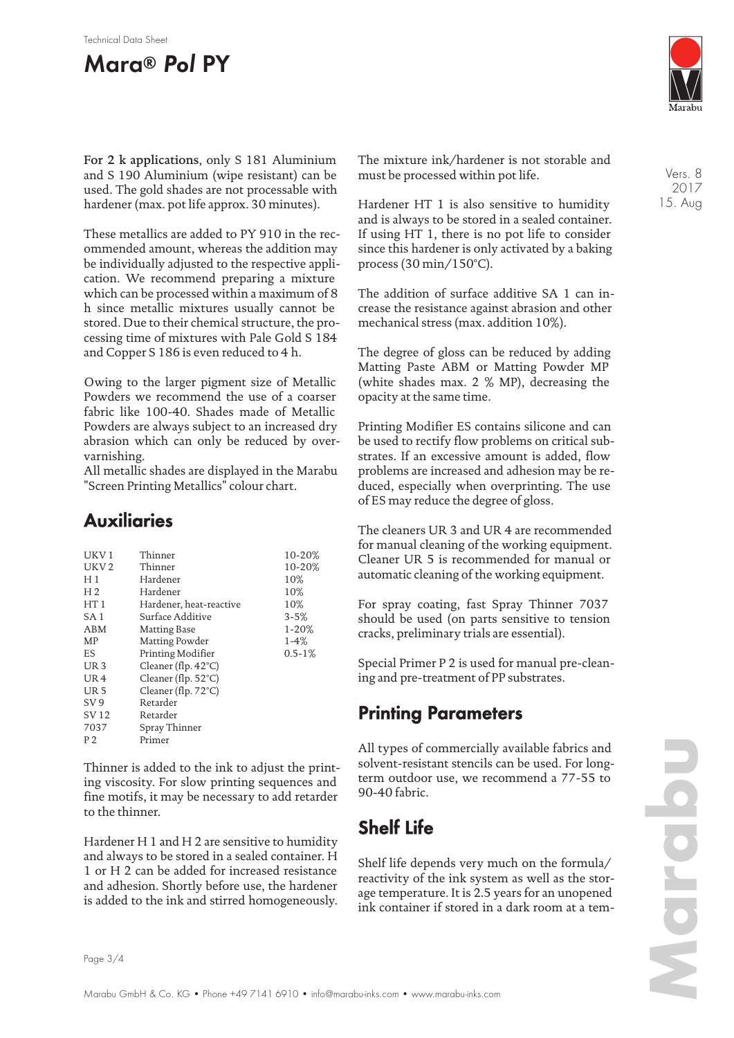For **2 k applications**, only S 181 Aluminium and S 190 Aluminium (wipe resistant) can be used. The gold shades are not processable with hardener (max. pot life approx. 30 minutes).

These metallics are added to PY 910 in the recommended amount, whereas the addition may be individually adjusted to the respective application. We recommend preparing a mixture which can be processed within a maximum of 8 h since metallic mixtures usually cannot be stored. Due to their chemical structure, the processing time of mixtures with Pale Gold S 184 and Copper S 186 is even reduced to 4 h.

Owing to the larger pigment size of Metallic Powders we recommend the use of a coarser fabric like 100-40. Shades made of Metallic Powders are always subject to an increased dry abrasion which can only be reduced by overvarnishing.

All metallic shades are displayed in the Marabu "Screen Printing Metallics" colour chart.

## Auxiliaries

| | | |
|---|---|---|
| UKV 1 | Thinner | 10-20% |
| UKV 2 | Thinner | 10-20% |
| H 1 | Hardener | 10% |
| H 2 | Hardener | 10% |
| HT 1 | Hardener, heat-reactive | 10% |
| SA 1 | Surface Additive | 3-5% |
| ABM | Matting Base | 1-20% |
| MP | Matting Powder | 1-4% |
| ES | Printing Modifier | 0.5-1% |
| UR 3 | Cleaner (flp. 42°C) | |
| UR 4 | Cleaner (flp. 52°C) | |
| UR 5 | Cleaner (flp. 72°C) | |
| SV 9 | Retarder | |
| SV 12 | Retarder | |
| 7037 | Spray Thinner | |
| P 2 | Primer | |

Thinner is added to the ink to adjust the printing viscosity. For slow printing sequences and fine motifs, it may be necessary to add retarder to the thinner.

Hardener H 1 and H 2 are sensitive to humidity and always to be stored in a sealed container. H 1 or H 2 can be added for increased resistance and adhesion. Shortly before use, the hardener is added to the ink and stirred homogeneously.

The mixture ink/hardener is not storable and must be processed within pot life.

Hardener HT 1 is also sensitive to humidity and is always to be stored in a sealed container. If using HT 1, there is no pot life to consider since this hardener is only activated by a baking process (30 min/150°C).

The addition of surface additive SA 1 can increase the resistance against abrasion and other mechanical stress (max. addition 10%).

The degree of gloss can be reduced by adding Matting Paste ABM or Matting Powder MP (white shades max. 2 % MP), decreasing the opacity at the same time.

Printing Modifier ES contains silicone and can be used to rectify flow problems on critical substrates. If an excessive amount is added, flow problems are increased and adhesion may be reduced, especially when overprinting. The use of ES may reduce the degree of gloss.

The cleaners UR 3 and UR 4 are recommended for manual cleaning of the working equipment. Cleaner UR 5 is recommended for manual or automatic cleaning of the working equipment.

For spray coating, fast Spray Thinner 7037 should be used (on parts sensitive to tension cracks, preliminary trials are essential).

Special Primer P 2 is used for manual pre-cleaning and pre-treatment of PP substrates.

## Printing Parameters

All types of commercially available fabrics and solvent-resistant stencils can be used. For long-term outdoor use, we recommend a 77-55 to 90-40 fabric.

## Shelf Life

Shelf life depends very much on the formula/reactivity of the ink system as well as the storage temperature. It is 2.5 years for an unopened ink container if stored in a dark room at a tem-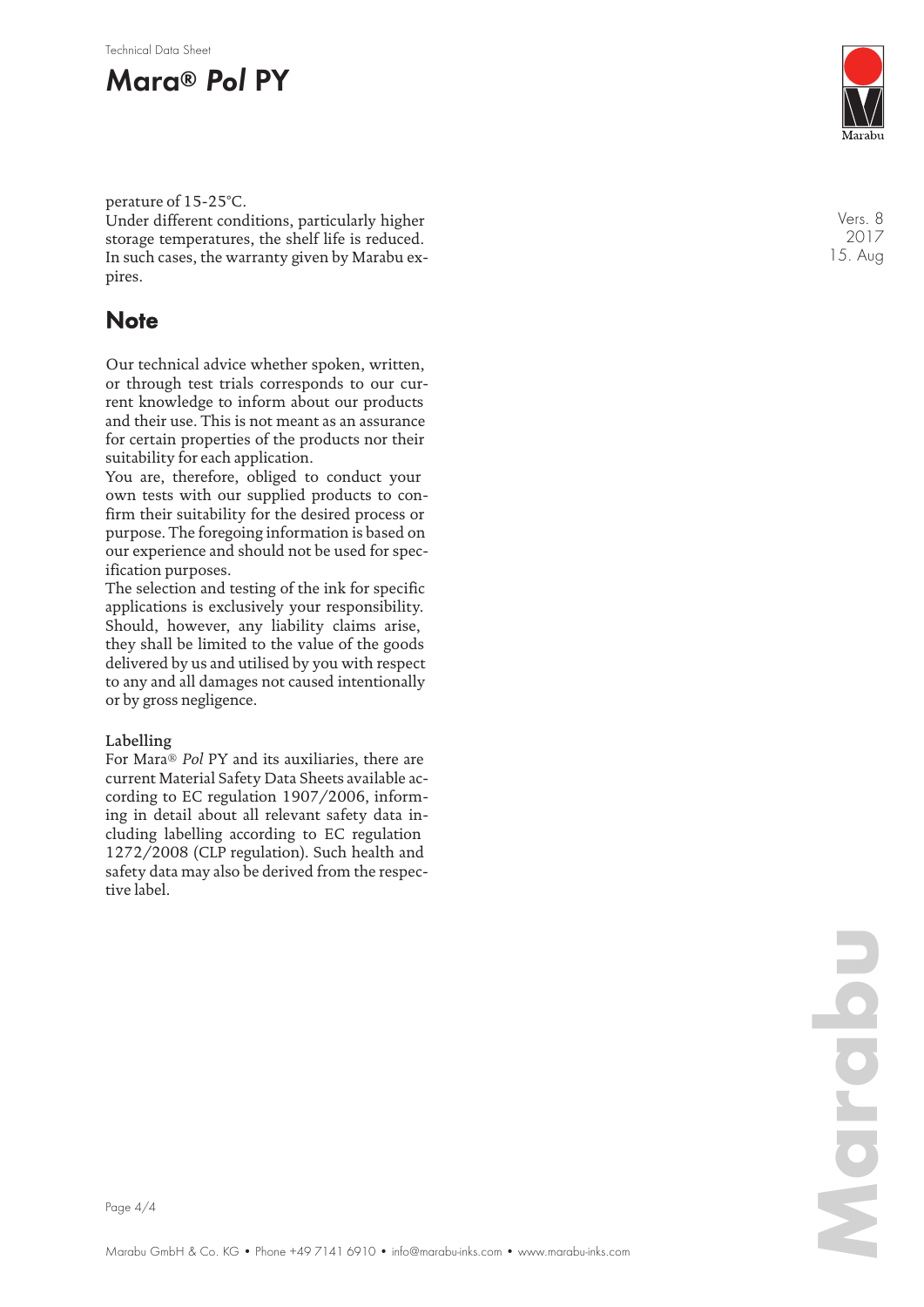perature of 15-25°C.
Under different conditions, particularly higher storage temperatures, the shelf life is reduced. In such cases, the warranty given by Marabu expires.

## Note

Our technical advice whether spoken, written, or through test trials corresponds to our current knowledge to inform about our products and their use. This is not meant as an assurance for certain properties of the products nor their suitability for each application.
You are, therefore, obliged to conduct your own tests with our supplied products to confirm their suitability for the desired process or purpose. The foregoing information is based on our experience and should not be used for specification purposes.
The selection and testing of the ink for specific applications is exclusively your responsibility. Should, however, any liability claims arise, they shall be limited to the value of the goods delivered by us and utilised by you with respect to any and all damages not caused intentionally or by gross negligence.

### Labelling

For Mara® *Pol* PY and its auxiliaries, there are current Material Safety Data Sheets available according to EC regulation 1907/2006, informing in detail about all relevant safety data including labelling according to EC regulation 1272/2008 (CLP regulation). Such health and safety data may also be derived from the respective label.